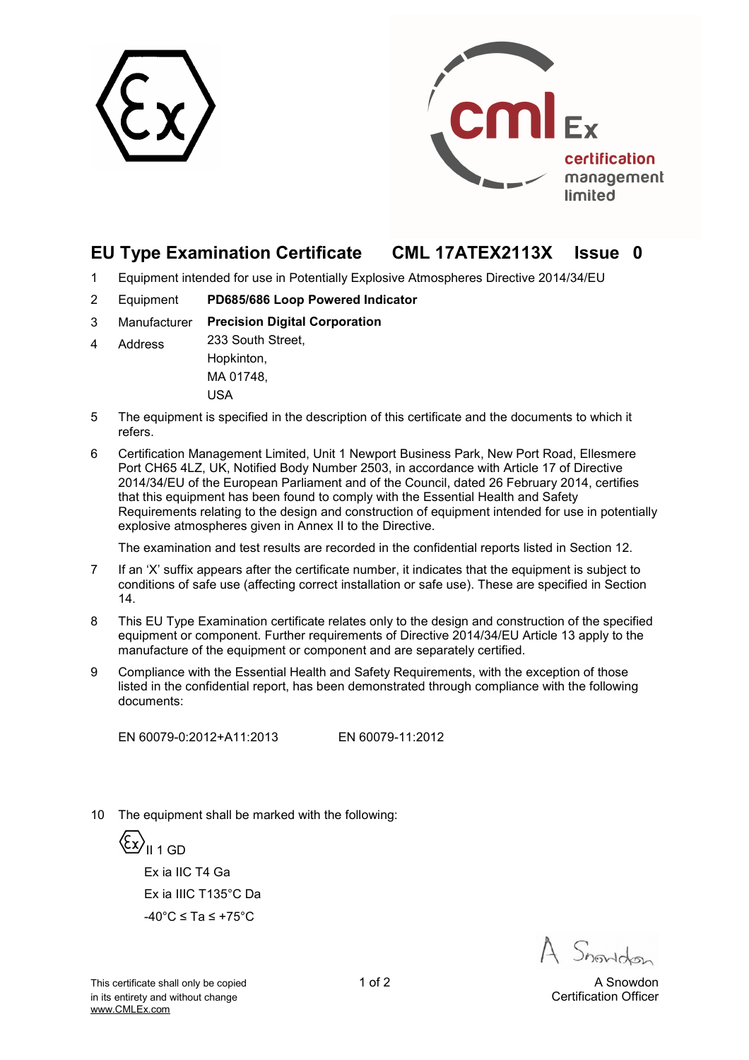# EU Type Examination Certificate CML 17ATEX2113X Issue 0

1 Equipment intended for use in Potentially Explosive Atmospheres Directive 2014/34/EU

2 Equipment **PD685/686 Loop Powered Indicator**

3 Manufacturer **Precision Digital Corporation**

4 Address 233 South Street,
Hopkinton,
MA 01748,
USA

5 The equipment is specified in the description of this certificate and the documents to which it refers.

6 Certification Management Limited, Unit 1 Newport Business Park, New Port Road, Ellesmere Port CH65 4LZ, UK, Notified Body Number 2503, in accordance with Article 17 of Directive 2014/34/EU of the European Parliament and of the Council, dated 26 February 2014, certifies that this equipment has been found to comply with the Essential Health and Safety Requirements relating to the design and construction of equipment intended for use in potentially explosive atmospheres given in Annex II to the Directive.

The examination and test results are recorded in the confidential reports listed in Section 12.

7 If an 'X' suffix appears after the certificate number, it indicates that the equipment is subject to conditions of safe use (affecting correct installation or safe use). These are specified in Section 14.

8 This EU Type Examination certificate relates only to the design and construction of the specified equipment or component. Further requirements of Directive 2014/34/EU Article 13 apply to the manufacture of the equipment or component and are separately certified.

9 Compliance with the Essential Health and Safety Requirements, with the exception of those listed in the confidential report, has been demonstrated through compliance with the following documents:

EN 60079-0:2012+A11:2013 EN 60079-11:2012

10 The equipment shall be marked with the following:

Ex II 1 GD

Ex ia IIC T4 Ga

Ex ia IIIC T135°C Da

-40°C ≤ Ta ≤ +75°C

This certificate shall only be copied in its entirety and without change
www.CMLEx.com

A Snowdon
Certification Officer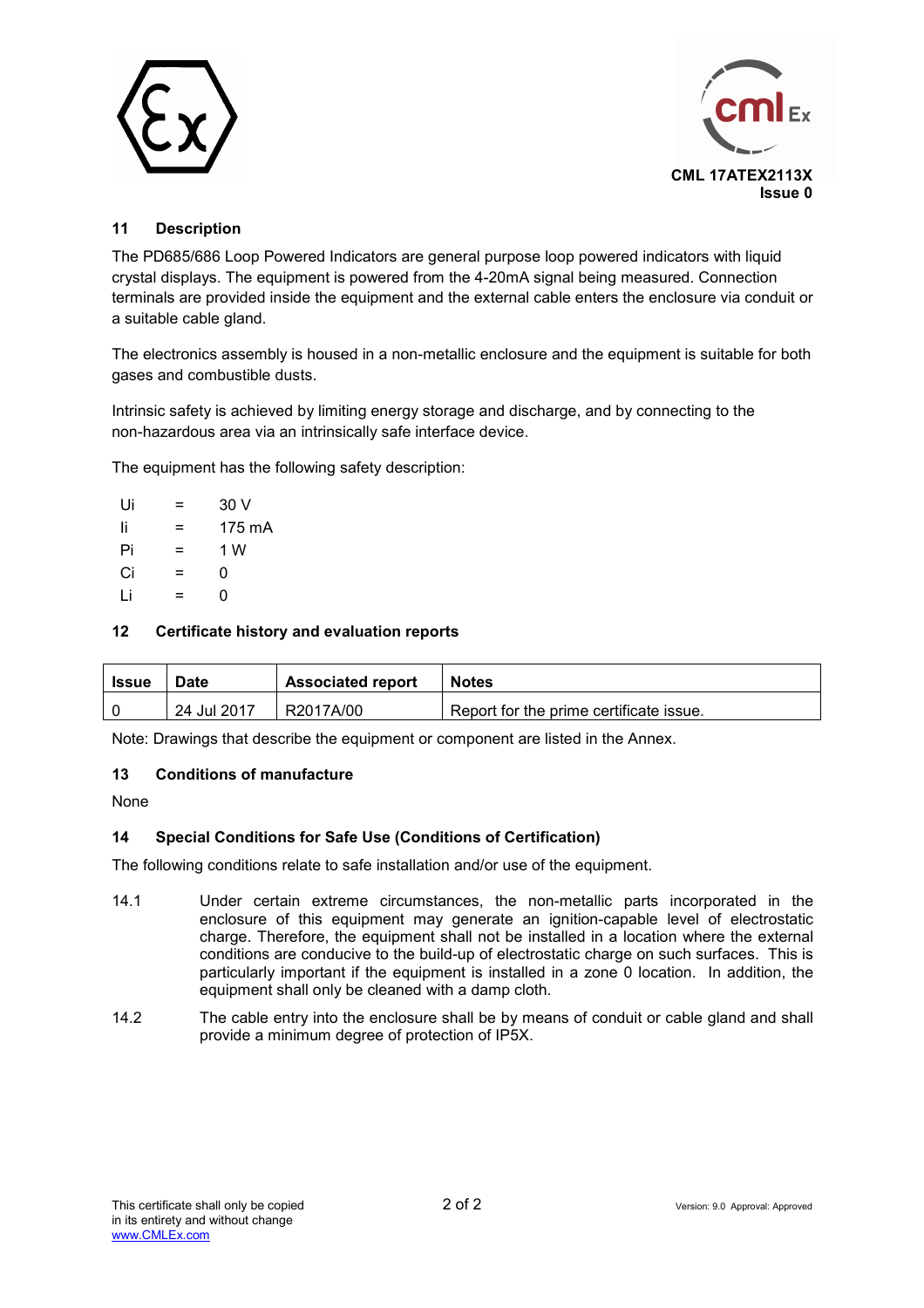CML 17ATEX2113X
Issue 0

## 11 Description

The PD685/686 Loop Powered Indicators are general purpose loop powered indicators with liquid crystal displays. The equipment is powered from the 4-20mA signal being measured. Connection terminals are provided inside the equipment and the external cable enters the enclosure via conduit or a suitable cable gland.

The electronics assembly is housed in a non-metallic enclosure and the equipment is suitable for both gases and combustible dusts.

Intrinsic safety is achieved by limiting energy storage and discharge, and by connecting to the non-hazardous area via an intrinsically safe interface device.

The equipment has the following safety description:

| | | |
|---|---|---|
| Ui | = | 30 V |
| Ii | = | 175 mA |
| Pi | = | 1 W |
| Ci | = | 0 |
| Li | = | 0 |

## 12 Certificate history and evaluation reports

| Issue | Date | Associated report | Notes |
|---|---|---|---|
| 0 | 24 Jul 2017 | R2017A/00 | Report for the prime certificate issue. |

Note: Drawings that describe the equipment or component are listed in the Annex.

## 13 Conditions of manufacture

None

## 14 Special Conditions for Safe Use (Conditions of Certification)

The following conditions relate to safe installation and/or use of the equipment.

14.1 Under certain extreme circumstances, the non-metallic parts incorporated in the enclosure of this equipment may generate an ignition-capable level of electrostatic charge. Therefore, the equipment shall not be installed in a location where the external conditions are conducive to the build-up of electrostatic charge on such surfaces. This is particularly important if the equipment is installed in a zone 0 location. In addition, the equipment shall only be cleaned with a damp cloth.

14.2 The cable entry into the enclosure shall be by means of conduit or cable gland and shall provide a minimum degree of protection of IP5X.

This certificate shall only be copied in its entirety and without change
www.CMLEx.com

Version: 9.0 Approval: Approved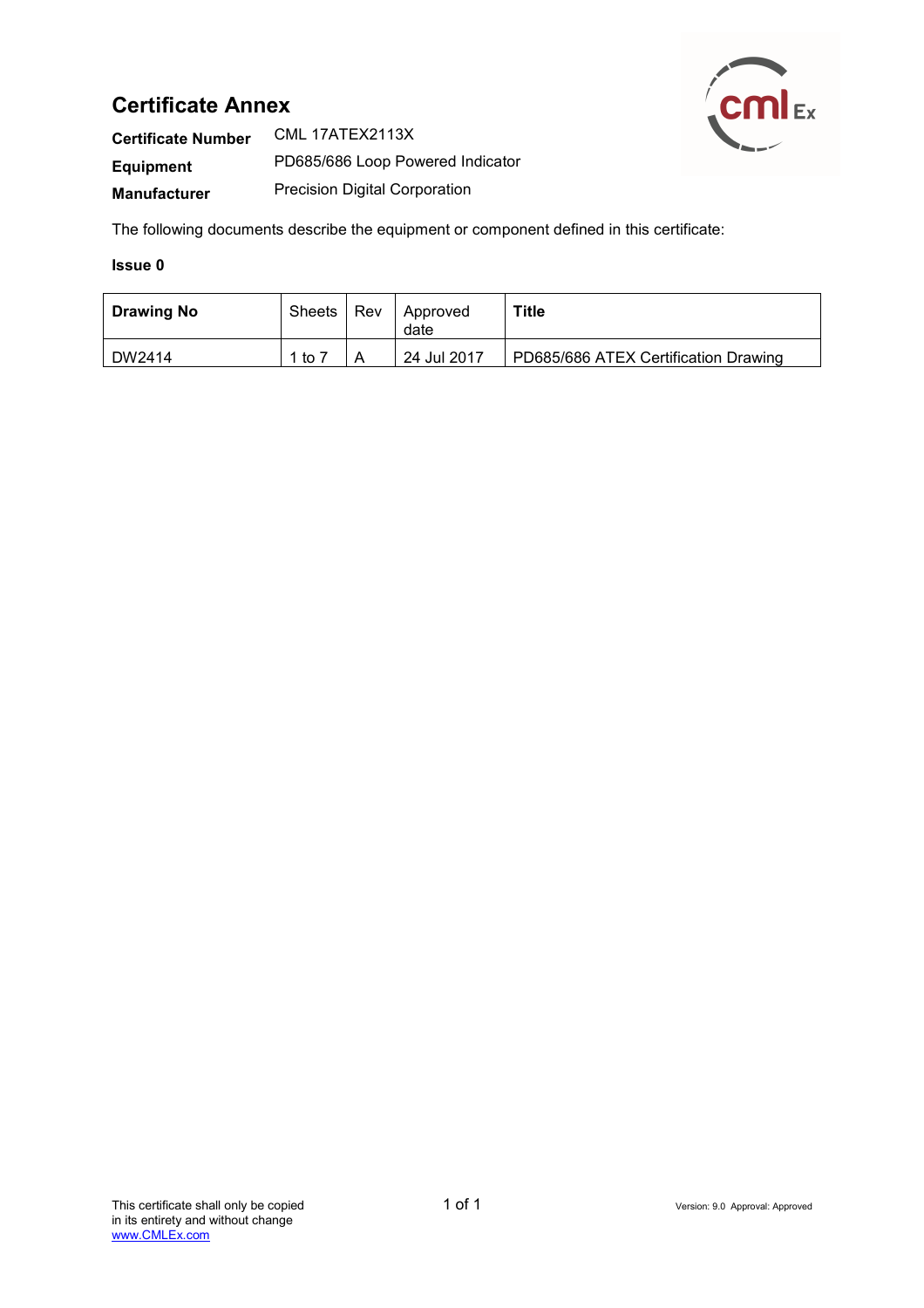# Certificate Annex

**Certificate Number** CML 17ATEX2113X

**Equipment** PD685/686 Loop Powered Indicator

**Manufacturer** Precision Digital Corporation

The following documents describe the equipment or component defined in this certificate:

**Issue 0**

| **Drawing No** | Sheets | Rev | Approved date | **Title** |
|---|---|---|---|---|
| DW2414 | 1 to 7 | A | 24 Jul 2017 | PD685/686 ATEX Certification Drawing |

This certificate shall only be copied in its entirety and without change
www.CMLEx.com

Version: 9.0 Approval: Approved